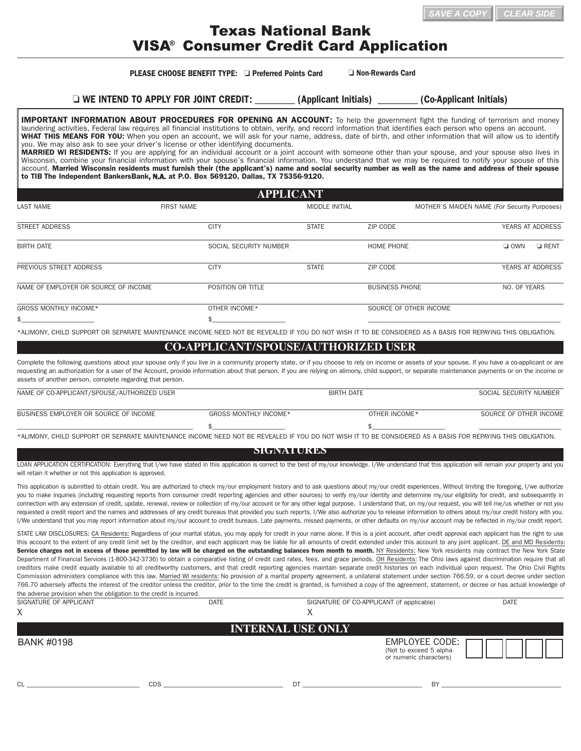# Texas National Bank
# VISA® Consumer Credit Card Application

**PLEASE CHOOSE BENEFIT TYPE:** ❏ **Preferred Points Card** ❏ **Non-Rewards Card**

❏ **WE INTEND TO APPLY FOR JOINT CREDIT: ________ (Applicant Initials) ________ (Co-Applicant Initials)**

**IMPORTANT INFORMATION ABOUT PROCEDURES FOR OPENING AN ACCOUNT:** To help the government fight the funding of terrorism and money laundering activities, Federal law requires all financial institutions to obtain, verify, and record information that identifies each person who opens an account.
**WHAT THIS MEANS FOR YOU:** When you open an account, we will ask for your name, address, date of birth, and other information that will allow us to identify you. We may also ask to see your driver's license or other identifying documents.
**MARRIED WI RESIDENTS:** If you are applying for an individual account or a joint account with someone other than your spouse, and your spouse also lives in Wisconsin, combine your financial information with your spouse's financial information. You understand that we may be required to notify your spouse of this account. **Married Wisconsin residents must furnish their (the applicant's) name and social security number as well as the name and address of their spouse to TIB The Independent BankersBank, N.A. at P.O. Box 569120, Dallas, TX 75356-9120.**

## APPLICANT

| LAST NAME | FIRST NAME | MIDDLE INITIAL | MOTHER'S MAIDEN NAME (For Security Purposes) |
|---|---|---|---|
| | | | |

| STREET ADDRESS | CITY | STATE | ZIP CODE | YEARS AT ADDRESS |
|---|---|---|---|---|
| | | | | |

| BIRTH DATE | SOCIAL SECURITY NUMBER | HOME PHONE | ❏ OWN ❏ RENT |
|---|---|---|---|
| | | | |

| PREVIOUS STREET ADDRESS | CITY | STATE | ZIP CODE | YEARS AT ADDRESS |
|---|---|---|---|---|
| | | | | |

| NAME OF EMPLOYER OR SOURCE OF INCOME | POSITION OR TITLE | BUSINESS PHONE | NO. OF YEARS |
|---|---|---|---|
| | | | |

| GROSS MONTHLY INCOME* | OTHER INCOME* | SOURCE OF OTHER INCOME |
|---|---|---|
| $____________________ | $____________________ | ____________________ |

*ALIMONY, CHILD SUPPORT OR SEPARATE MAINTENANCE INCOME NEED NOT BE REVEALED IF YOU DO NOT WISH IT TO BE CONSIDERED AS A BASIS FOR REPAYING THIS OBLIGATION.

## CO-APPLICANT/SPOUSE/AUTHORIZED USER

Complete the following questions about your spouse only if you live in a community property state, or if you choose to rely on income or assets of your spouse. If you have a co-applicant or are requesting an authorization for a user of the Account, provide information about that person. If you are relying on alimony, child support, or separate maintenance payments or on the income or assets of another person, complete regarding that person.

| NAME OF CO-APPLICANT/SPOUSE/AUTHORIZED USER | BIRTH DATE | SOCIAL SECURITY NUMBER |
|---|---|---|
| | | |

| BUSINESS EMPLOYER OR SOURCE OF INCOME | GROSS MONTHLY INCOME* | OTHER INCOME* | SOURCE OF OTHER INCOME |
|---|---|---|---|
| ____________________ | $____________________ | $____________________ | ____________________ |

*ALIMONY, CHILD SUPPORT OR SEPARATE MAINTENANCE INCOME NEED NOT BE REVEALED IF YOU DO NOT WISH IT TO BE CONSIDERED AS A BASIS FOR REPAYING THIS OBLIGATION.

## SIGNATURES

LOAN APPLICATION CERTIFICATION: Everything that I/we have stated in this application is correct to the best of my/our knowledge. I/We understand that this application will remain your property and you will retain it whether or not this application is approved.

This application is submitted to obtain credit. You are authorized to check my/our employment history and to ask questions about my/our credit experiences. Without limiting the foregoing, I/we authorize you to make inquiries (including requesting reports from consumer credit reporting agencies and other sources) to verify my/our identity and determine my/our eligibility for credit, and subsequently in connection with any extension of credit, update, renewal, review or collection of my/our account or for any other legal purpose. I understand that, on my/our request, you will tell me/us whether or not you requested a credit report and the names and addresses of any credit bureaus that provided you such reports. I/We also authorize you to release information to others about my/our credit history with you. I/We understand that you may report information about my/our account to credit bureaus. Late payments, missed payments, or other defaults on my/our account may be reflected in my/our credit report.

STATE LAW DISCLOSURES: CA Residents: Regardless of your marital status, you may apply for credit in your name alone. If this is a joint account, after credit approval each applicant has the right to use this account to the extent of any credit limit set by the creditor, and each applicant may be liable for all amounts of credit extended under this account to any joint applicant. DE and MD Residents: **Service charges not in excess of those permitted by law will be charged on the outstanding balances from month to month.** NY Residents: New York residents may contract the New York State Department of Financial Services (1-800-342-3736) to obtain a comparative listing of credit card rates, fees, and grace periods. OH Residents: The Ohio laws against discrimination require that all creditors make credit equally available to all creditworthy customers, and that credit reporting agencies maintain separate credit histories on each individual upon request. The Ohio Civil Rights Commission administers compliance with this law. Married WI residents: No provision of a marital property agreement, a unilateral statement under section 766.59, or a court decree under section 766.70 adversely affects the interest of the creditor unless the creditor, prior to the time the credit is granted, is furnished a copy of the agreement, statement, or decree or has actual knowledge of the adverse provision when the obligation to the credit is incurred.

| SIGNATURE OF APPLICANT | DATE | SIGNATURE OF CO-APPLICANT (if applicable) | DATE |
|---|---|---|---|
| X | | X | |

## INTERNAL USE ONLY

BANK #0198

EMPLOYEE CODE: (Not to exceed 5 alpha or numeric characters) ☐☐☐☐☐

CL ____________________ CDS ____________________ DT ____________________ BY ____________________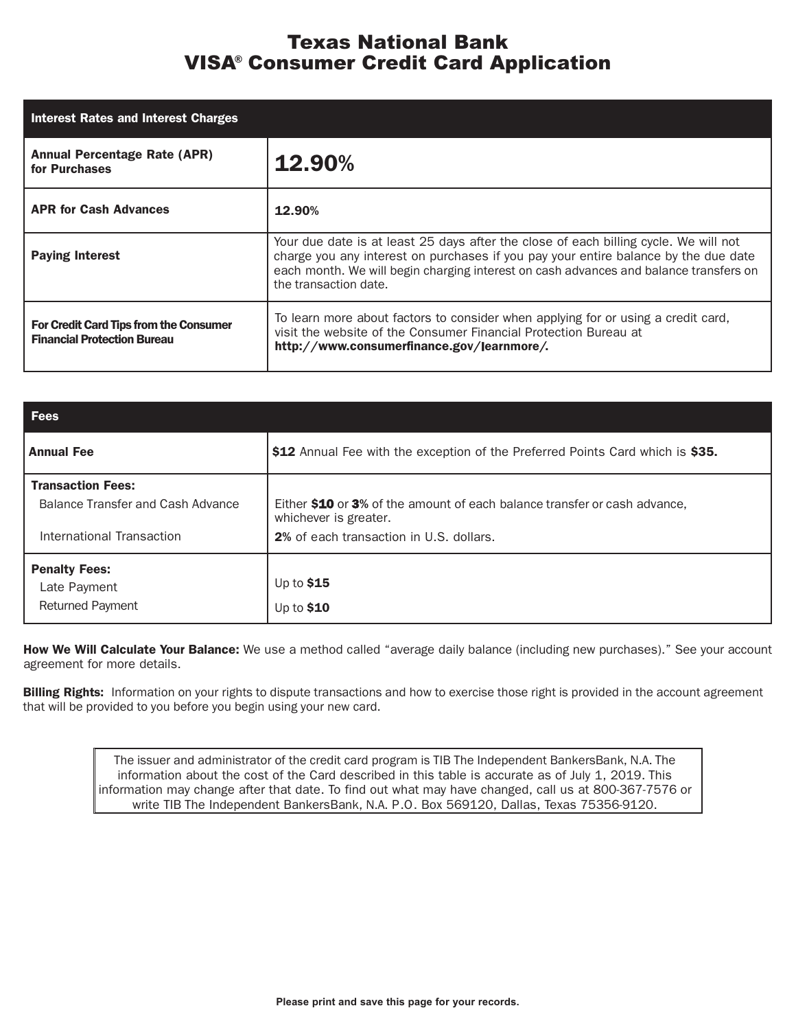# Texas National Bank
# VISA® Consumer Credit Card Application

| Interest Rates and Interest Charges | |
|---|---|
| **Annual Percentage Rate (APR) for Purchases** | **12.90%** |
| **APR for Cash Advances** | **12.90%** |
| **Paying Interest** | Your due date is at least 25 days after the close of each billing cycle. We will not charge you any interest on purchases if you pay your entire balance by the due date each month. We will begin charging interest on cash advances and balance transfers on the transaction date. |
| **For Credit Card Tips from the Consumer Financial Protection Bureau** | To learn more about factors to consider when applying for or using a credit card, visit the website of the Consumer Financial Protection Bureau at **http://www.consumerfinance.gov/learnmore/.** |

| Fees | |
|---|---|
| **Annual Fee** | **$12** Annual Fee with the exception of the Preferred Points Card which is **$35.** |
| **Transaction Fees:** | |
| Balance Transfer and Cash Advance | Either **$10** or **3%** of the amount of each balance transfer or cash advance, whichever is greater. |
| International Transaction | **2%** of each transaction in U.S. dollars. |
| **Penalty Fees:** | |
| Late Payment | Up to **$15** |
| Returned Payment | Up to **$10** |

**How We Will Calculate Your Balance:** We use a method called "average daily balance (including new purchases)." See your account agreement for more details.

**Billing Rights:** Information on your rights to dispute transactions and how to exercise those right is provided in the account agreement that will be provided to you before you begin using your new card.

The issuer and administrator of the credit card program is TIB The Independent BankersBank, N.A. The information about the cost of the Card described in this table is accurate as of July 1, 2019. This information may change after that date. To find out what may have changed, call us at 800-367-7576 or write TIB The Independent BankersBank, N.A. P.O. Box 569120, Dallas, Texas 75356-9120.

**Please print and save this page for your records.**